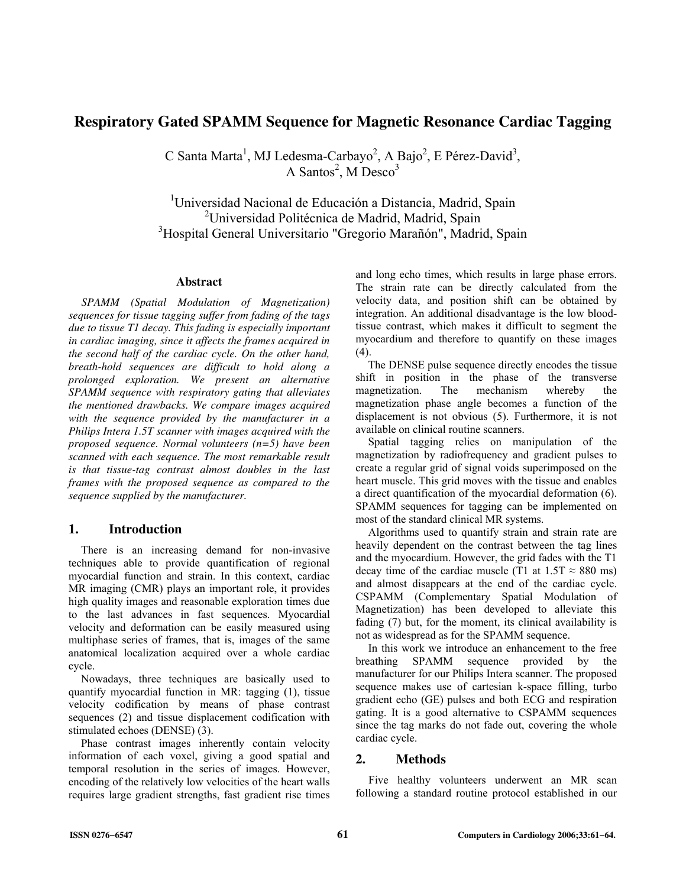# Respiratory Gated SPAMM Sequence for Magnetic Resonance Cardiac Tagging

C Santa Marta[1], MJ Ledesma-Carbayo[2], A Bajo[2], E Pérez-David[3], A Santos[2], M Desco[3]

[1]Universidad Nacional de Educación a Distancia, Madrid, Spain
[2]Universidad Politécnica de Madrid, Madrid, Spain
[3]Hospital General Universitario "Gregorio Marañón", Madrid, Spain

### Abstract

*SPAMM (Spatial Modulation of Magnetization) sequences for tissue tagging suffer from fading of the tags due to tissue T1 decay. This fading is especially important in cardiac imaging, since it affects the frames acquired in the second half of the cardiac cycle. On the other hand, breath-hold sequences are difficult to hold along a prolonged exploration. We present an alternative SPAMM sequence with respiratory gating that alleviates the mentioned drawbacks. We compare images acquired with the sequence provided by the manufacturer in a Philips Intera 1.5T scanner with images acquired with the proposed sequence. Normal volunteers (n=5) have been scanned with each sequence. The most remarkable result is that tissue-tag contrast almost doubles in the last frames with the proposed sequence as compared to the sequence supplied by the manufacturer.*

## 1. Introduction

There is an increasing demand for non-invasive techniques able to provide quantification of regional myocardial function and strain. In this context, cardiac MR imaging (CMR) plays an important role, it provides high quality images and reasonable exploration times due to the last advances in fast sequences. Myocardial velocity and deformation can be easily measured using multiphase series of frames, that is, images of the same anatomical localization acquired over a whole cardiac cycle.

Nowadays, three techniques are basically used to quantify myocardial function in MR: tagging (1), tissue velocity codification by means of phase contrast sequences (2) and tissue displacement codification with stimulated echoes (DENSE) (3).

Phase contrast images inherently contain velocity information of each voxel, giving a good spatial and temporal resolution in the series of images. However, encoding of the relatively low velocities of the heart walls requires large gradient strengths, fast gradient rise times and long echo times, which results in large phase errors. The strain rate can be directly calculated from the velocity data, and position shift can be obtained by integration. An additional disadvantage is the low blood-tissue contrast, which makes it difficult to segment the myocardium and therefore to quantify on these images (4).

The DENSE pulse sequence directly encodes the tissue shift in position in the phase of the transverse magnetization. The mechanism whereby the magnetization phase angle becomes a function of the displacement is not obvious (5). Furthermore, it is not available on clinical routine scanners.

Spatial tagging relies on manipulation of the magnetization by radiofrequency and gradient pulses to create a regular grid of signal voids superimposed on the heart muscle. This grid moves with the tissue and enables a direct quantification of the myocardial deformation (6). SPAMM sequences for tagging can be implemented on most of the standard clinical MR systems.

Algorithms used to quantify strain and strain rate are heavily dependent on the contrast between the tag lines and the myocardium. However, the grid fades with the T1 decay time of the cardiac muscle (T1 at 1.5T ≈ 880 ms) and almost disappears at the end of the cardiac cycle. CSPAMM (Complementary Spatial Modulation of Magnetization) has been developed to alleviate this fading (7) but, for the moment, its clinical availability is not as widespread as for the SPAMM sequence.

In this work we introduce an enhancement to the free breathing SPAMM sequence provided by the manufacturer for our Philips Intera scanner. The proposed sequence makes use of cartesian k-space filling, turbo gradient echo (GE) pulses and both ECG and respiration gating. It is a good alternative to CSPAMM sequences since the tag marks do not fade out, covering the whole cardiac cycle.

## 2. Methods

Five healthy volunteers underwent an MR scan following a standard routine protocol established in our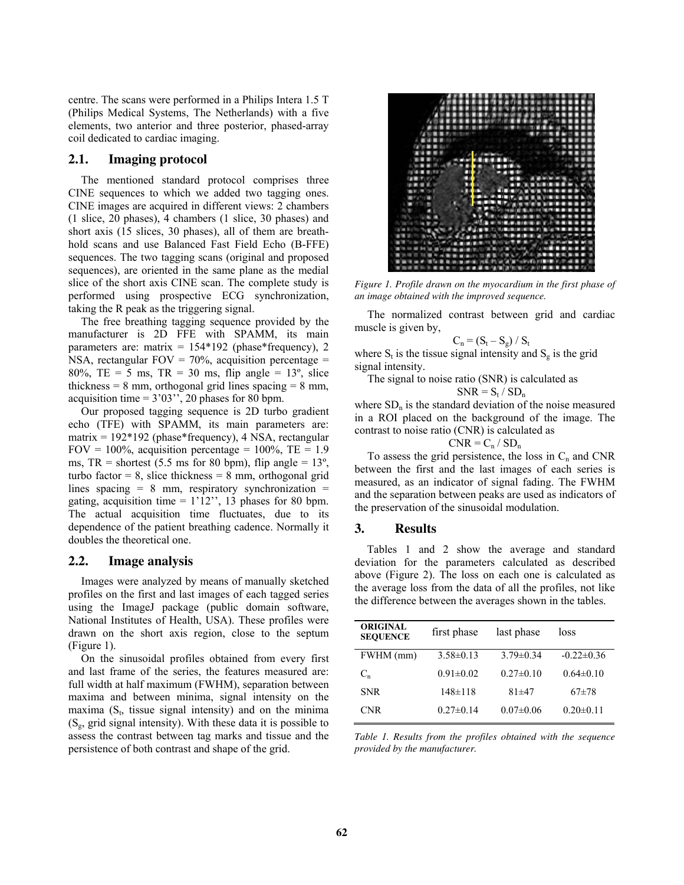centre. The scans were performed in a Philips Intera 1.5 T (Philips Medical Systems, The Netherlands) with a five elements, two anterior and three posterior, phased-array coil dedicated to cardiac imaging.

## 2.1. Imaging protocol

The mentioned standard protocol comprises three CINE sequences to which we added two tagging ones. CINE images are acquired in different views: 2 chambers (1 slice, 20 phases), 4 chambers (1 slice, 30 phases) and short axis (15 slices, 30 phases), all of them are breath-hold scans and use Balanced Fast Field Echo (B-FFE) sequences. The two tagging scans (original and proposed sequences), are oriented in the same plane as the medial slice of the short axis CINE scan. The complete study is performed using prospective ECG synchronization, taking the R peak as the triggering signal.

The free breathing tagging sequence provided by the manufacturer is 2D FFE with SPAMM, its main parameters are: matrix = 154*192 (phase*frequency), 2 NSA, rectangular FOV = 70%, acquisition percentage = 80%, TE = 5 ms, TR = 30 ms, flip angle = 13º, slice thickness = 8 mm, orthogonal grid lines spacing = 8 mm, acquisition time = 3'03'', 20 phases for 80 bpm.

Our proposed tagging sequence is 2D turbo gradient echo (TFE) with SPAMM, its main parameters are: matrix = 192*192 (phase*frequency), 4 NSA, rectangular FOV = 100%, acquisition percentage = 100%, TE = 1.9 ms, TR = shortest (5.5 ms for 80 bpm), flip angle = 13º, turbo factor = 8, slice thickness = 8 mm, orthogonal grid lines spacing = 8 mm, respiratory synchronization = gating, acquisition time = 1'12'', 13 phases for 80 bpm. The actual acquisition time fluctuates, due to its dependence of the patient breathing cadence. Normally it doubles the theoretical one.

## 2.2. Image analysis

Images were analyzed by means of manually sketched profiles on the first and last images of each tagged series using the ImageJ package (public domain software, National Institutes of Health, USA). These profiles were drawn on the short axis region, close to the septum (Figure 1).

On the sinusoidal profiles obtained from every first and last frame of the series, the features measured are: full width at half maximum (FWHM), separation between maxima and between minima, signal intensity on the maxima ($S_t$, tissue signal intensity) and on the minima ($S_g$, grid signal intensity). With these data it is possible to assess the contrast between tag marks and tissue and the persistence of both contrast and shape of the grid.

*Figure 1. Profile drawn on the myocardium in the first phase of an image obtained with the improved sequence.*

The normalized contrast between grid and cardiac muscle is given by,

$$C_n = (S_t - S_g) / S_t$$

where $S_t$ is the tissue signal intensity and $S_g$ is the grid signal intensity.

The signal to noise ratio (SNR) is calculated as

$$SNR = S_t / SD_n$$

where $SD_n$ is the standard deviation of the noise measured in a ROI placed on the background of the image. The contrast to noise ratio (CNR) is calculated as

$$CNR = C_n / SD_n$$

To assess the grid persistence, the loss in $C_n$ and CNR between the first and the last images of each series is measured, as an indicator of signal fading. The FWHM and the separation between peaks are used as indicators of the preservation of the sinusoidal modulation.

## 3. Results

Tables 1 and 2 show the average and standard deviation for the parameters calculated as described above (Figure 2). The loss on each one is calculated as the average loss from the data of all the profiles, not like the difference between the averages shown in the tables.

| **ORIGINAL SEQUENCE** | first phase | last phase | loss |
|---|---|---|---|
| FWHM (mm) | 3.58±0.13 | 3.79±0.34 | -0.22±0.36 |
| $C_n$ | 0.91±0.02 | 0.27±0.10 | 0.64±0.10 |
| SNR | 148±118 | 81±47 | 67±78 |
| CNR | 0.27±0.14 | 0.07±0.06 | 0.20±0.11 |

*Table 1. Results from the profiles obtained with the sequence provided by the manufacturer.*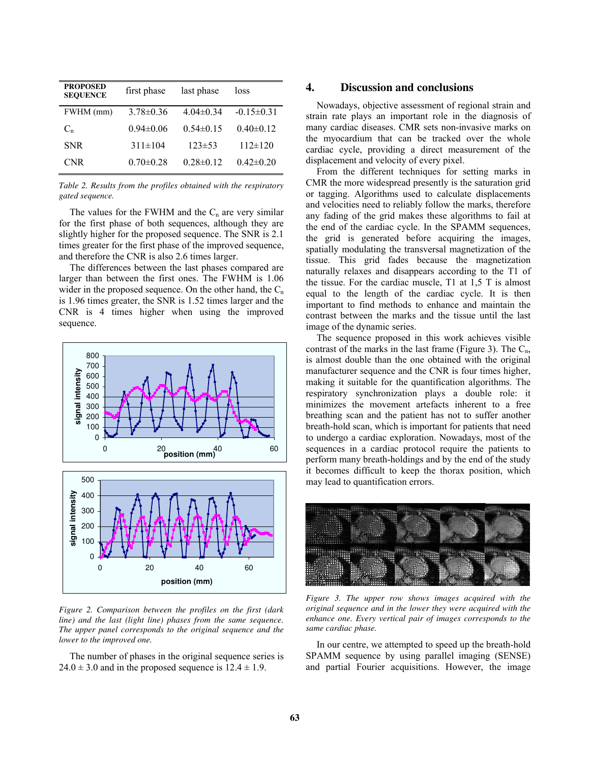| PROPOSED SEQUENCE | first phase | last phase | loss |
| --- | --- | --- | --- |
| FWHM (mm) | 3.78±0.36 | 4.04±0.34 | -0.15±0.31 |
| $C_n$ | 0.94±0.06 | 0.54±0.15 | 0.40±0.12 |
| SNR | 311±104 | 123±53 | 112±120 |
| CNR | 0.70±0.28 | 0.28±0.12 | 0.42±0.20 |

*Table 2. Results from the profiles obtained with the respiratory gated sequence.*

The values for the FWHM and the $C_n$ are very similar for the first phase of both sequences, although they are slightly higher for the proposed sequence. The SNR is 2.1 times greater for the first phase of the improved sequence, and therefore the CNR is also 2.6 times larger.

The differences between the last phases compared are larger than between the first ones. The FWHM is 1.06 wider in the proposed sequence. On the other hand, the $C_n$ is 1.96 times greater, the SNR is 1.52 times larger and the CNR is 4 times higher when using the improved sequence.

*Figure 2. Comparison between the profiles on the first (dark line) and the last (light line) phases from the same sequence. The upper panel corresponds to the original sequence and the lower to the improved one.*

The number of phases in the original sequence series is 24.0 ± 3.0 and in the proposed sequence is 12.4 ± 1.9.

## 4. Discussion and conclusions

Nowadays, objective assessment of regional strain and strain rate plays an important role in the diagnosis of many cardiac diseases. CMR sets non-invasive marks on the myocardium that can be tracked over the whole cardiac cycle, providing a direct measurement of the displacement and velocity of every pixel.

From the different techniques for setting marks in CMR the more widespread presently is the saturation grid or tagging. Algorithms used to calculate displacements and velocities need to reliably follow the marks, therefore any fading of the grid makes these algorithms to fail at the end of the cardiac cycle. In the SPAMM sequences, the grid is generated before acquiring the images, spatially modulating the transversal magnetization of the tissue. This grid fades because the magnetization naturally relaxes and disappears according to the T1 of the tissue. For the cardiac muscle, T1 at 1,5 T is almost equal to the length of the cardiac cycle. It is then important to find methods to enhance and maintain the contrast between the marks and the tissue until the last image of the dynamic series.

The sequence proposed in this work achieves visible contrast of the marks in the last frame (Figure 3). The $C_n$, is almost double than the one obtained with the original manufacturer sequence and the CNR is four times higher, making it suitable for the quantification algorithms. The respiratory synchronization plays a double role: it minimizes the movement artefacts inherent to a free breathing scan and the patient has not to suffer another breath-hold scan, which is important for patients that need to undergo a cardiac exploration. Nowadays, most of the sequences in a cardiac protocol require the patients to perform many breath-holdings and by the end of the study it becomes difficult to keep the thorax position, which may lead to quantification errors.

*Figure 3. The upper row shows images acquired with the original sequence and in the lower they were acquired with the enhance one. Every vertical pair of images corresponds to the same cardiac phase.*

In our centre, we attempted to speed up the breath-hold SPAMM sequence by using parallel imaging (SENSE) and partial Fourier acquisitions. However, the image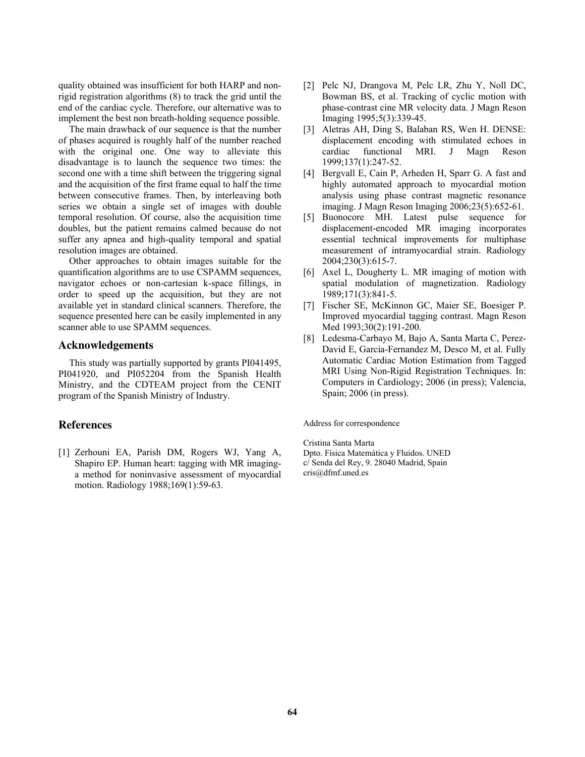quality obtained was insufficient for both HARP and non-rigid registration algorithms (8) to track the grid until the end of the cardiac cycle. Therefore, our alternative was to implement the best non breath-holding sequence possible.

The main drawback of our sequence is that the number of phases acquired is roughly half of the number reached with the original one. One way to alleviate this disadvantage is to launch the sequence two times: the second one with a time shift between the triggering signal and the acquisition of the first frame equal to half the time between consecutive frames. Then, by interleaving both series we obtain a single set of images with double temporal resolution. Of course, also the acquisition time doubles, but the patient remains calmed because do not suffer any apnea and high-quality temporal and spatial resolution images are obtained.

Other approaches to obtain images suitable for the quantification algorithms are to use CSPAMM sequences, navigator echoes or non-cartesian k-space fillings, in order to speed up the acquisition, but they are not available yet in standard clinical scanners. Therefore, the sequence presented here can be easily implemented in any scanner able to use SPAMM sequences.

## Acknowledgements

This study was partially supported by grants PI041495, PI041920, and PI052204 from the Spanish Health Ministry, and the CDTEAM project from the CENIT program of the Spanish Ministry of Industry.

## References

[1] Zerhouni EA, Parish DM, Rogers WJ, Yang A, Shapiro EP. Human heart: tagging with MR imaging-a method for noninvasive assessment of myocardial motion. Radiology 1988;169(1):59-63.

[2] Pelc NJ, Drangova M, Pelc LR, Zhu Y, Noll DC, Bowman BS, et al. Tracking of cyclic motion with phase-contrast cine MR velocity data. J Magn Reson Imaging 1995;5(3):339-45.

[3] Aletras AH, Ding S, Balaban RS, Wen H. DENSE: displacement encoding with stimulated echoes in cardiac functional MRI. J Magn Reson 1999;137(1):247-52.

[4] Bergvall E, Cain P, Arheden H, Sparr G. A fast and highly automated approach to myocardial motion analysis using phase contrast magnetic resonance imaging. J Magn Reson Imaging 2006;23(5):652-61.

[5] Buonocore MH. Latest pulse sequence for displacement-encoded MR imaging incorporates essential technical improvements for multiphase measurement of intramyocardial strain. Radiology 2004;230(3):615-7.

[6] Axel L, Dougherty L. MR imaging of motion with spatial modulation of magnetization. Radiology 1989;171(3):841-5.

[7] Fischer SE, McKinnon GC, Maier SE, Boesiger P. Improved myocardial tagging contrast. Magn Reson Med 1993;30(2):191-200.

[8] Ledesma-Carbayo M, Bajo A, Santa Marta C, Perez-David E, Garcia-Fernandez M, Desco M, et al. Fully Automatic Cardiac Motion Estimation from Tagged MRI Using Non-Rigid Registration Techniques. In: Computers in Cardiology; 2006 (in press); Valencia, Spain; 2006 (in press).

Address for correspondence

Cristina Santa Marta
Dpto. Física Matemática y Fluidos. UNED
c/ Senda del Rey, 9. 28040 Madrid, Spain
cris@dfmf.uned.es